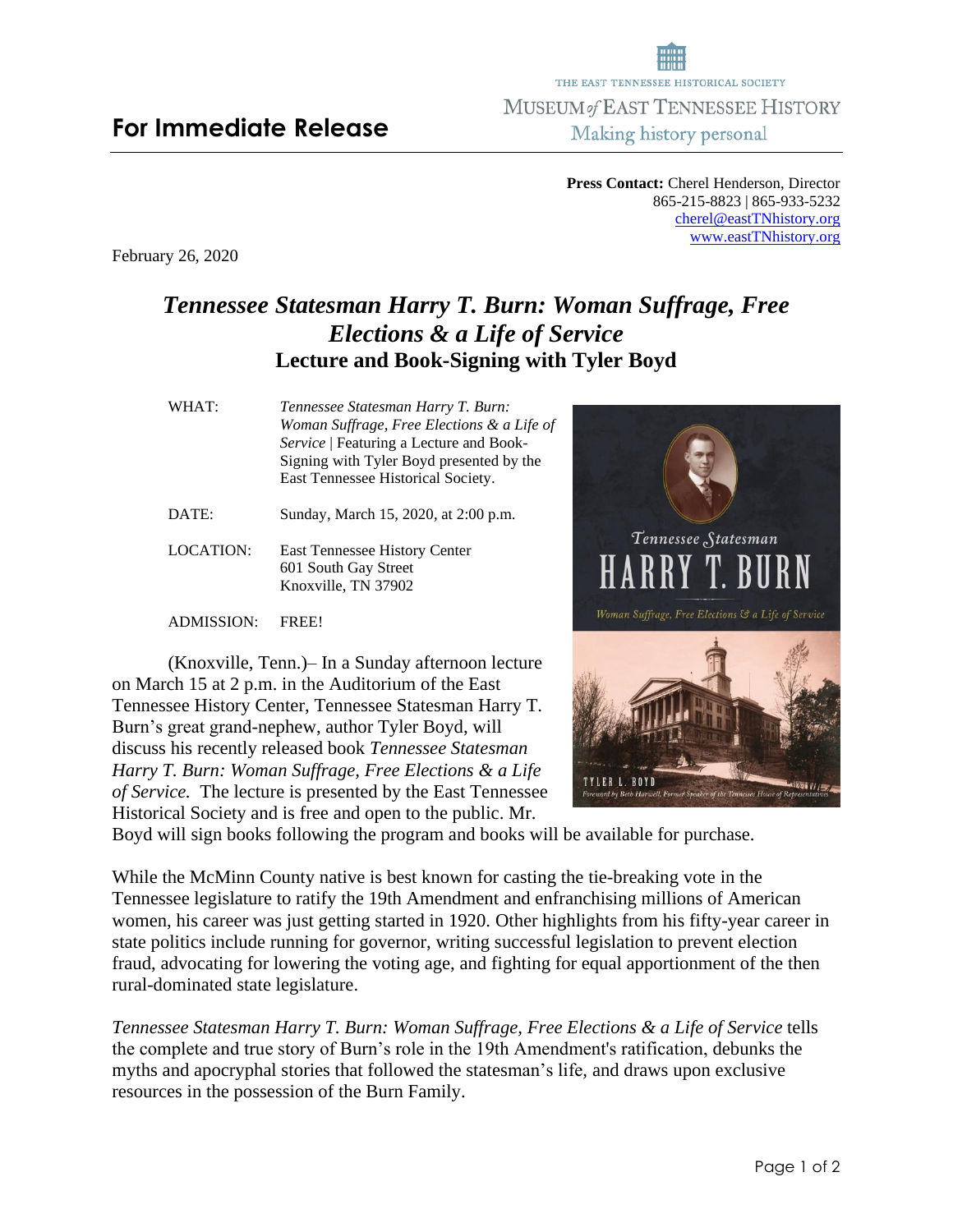THE EAST TENNESSEE HISTORICAL SOCIETY
MUSEUM of EAST TENNESSEE HISTORY
Making history personal

**For Immediate Release**

**Press Contact:** Cherel Henderson, Director
865-215-8823 | 865-933-5232
cherel@eastTNhistory.org
www.eastTNhistory.org

February 26, 2020

# *Tennessee Statesman Harry T. Burn: Woman Suffrage, Free Elections & a Life of Service*

## Lecture and Book-Signing with Tyler Boyd

| | |
|---|---|
| WHAT: | *Tennessee Statesman Harry T. Burn: Woman Suffrage, Free Elections & a Life of Service* \| Featuring a Lecture and Book-Signing with Tyler Boyd presented by the East Tennessee Historical Society. |
| DATE: | Sunday, March 15, 2020, at 2:00 p.m. |
| LOCATION: | East Tennessee History Center<br>601 South Gay Street<br>Knoxville, TN 37902 |
| ADMISSION: | FREE! |

(Knoxville, Tenn.)– In a Sunday afternoon lecture on March 15 at 2 p.m. in the Auditorium of the East Tennessee History Center, Tennessee Statesman Harry T. Burn's great grand-nephew, author Tyler Boyd, will discuss his recently released book *Tennessee Statesman Harry T. Burn: Woman Suffrage, Free Elections & a Life of Service.* The lecture is presented by the East Tennessee Historical Society and is free and open to the public. Mr. Boyd will sign books following the program and books will be available for purchase.

While the McMinn County native is best known for casting the tie-breaking vote in the Tennessee legislature to ratify the 19th Amendment and enfranchising millions of American women, his career was just getting started in 1920. Other highlights from his fifty-year career in state politics include running for governor, writing successful legislation to prevent election fraud, advocating for lowering the voting age, and fighting for equal apportionment of the then rural-dominated state legislature.

*Tennessee Statesman Harry T. Burn: Woman Suffrage, Free Elections & a Life of Service* tells the complete and true story of Burn's role in the 19th Amendment's ratification, debunks the myths and apocryphal stories that followed the statesman's life, and draws upon exclusive resources in the possession of the Burn Family.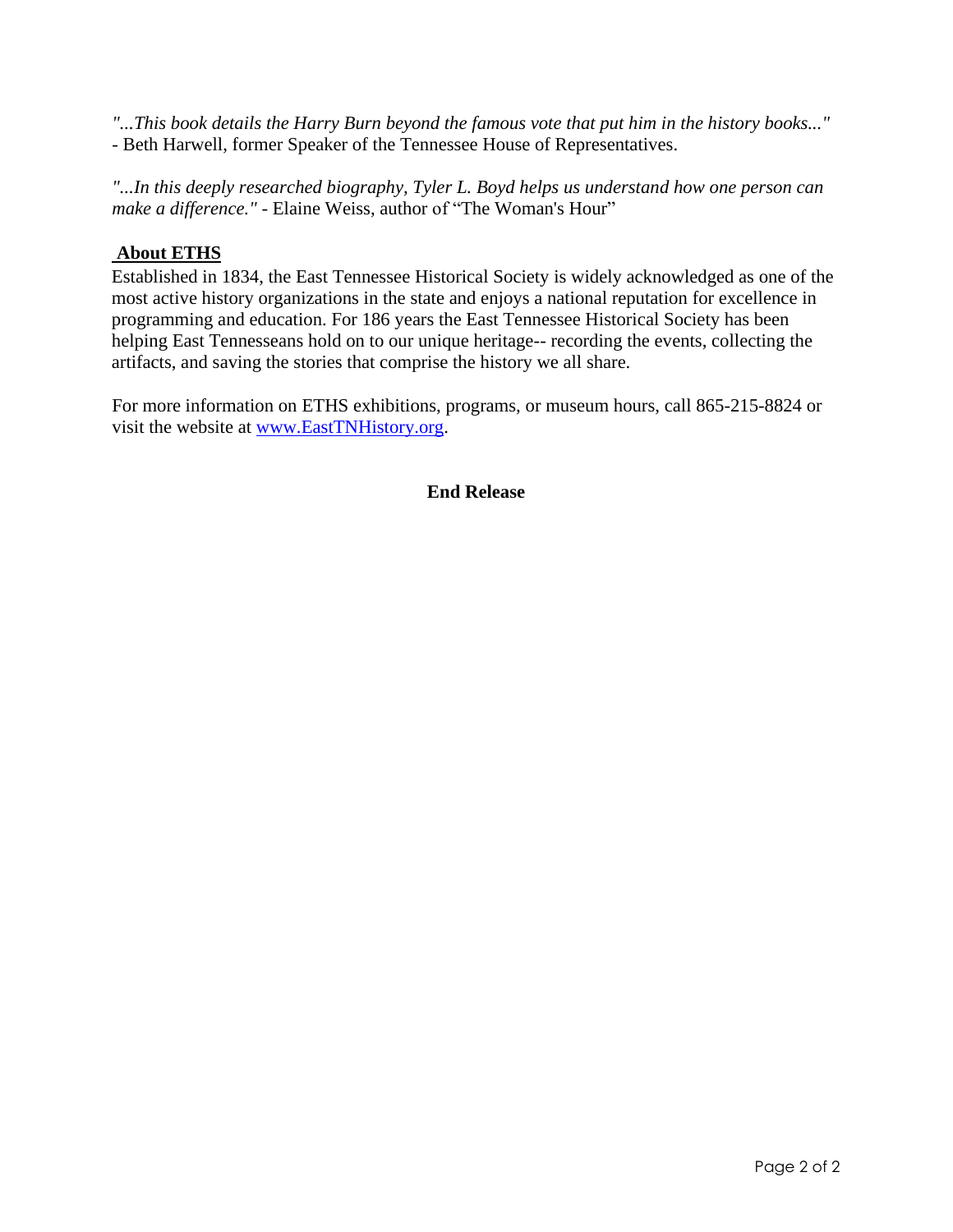*"...This book details the Harry Burn beyond the famous vote that put him in the history books..."* - Beth Harwell, former Speaker of the Tennessee House of Representatives.

*"...In this deeply researched biography, Tyler L. Boyd helps us understand how one person can make a difference."* - Elaine Weiss, author of "The Woman's Hour"

## About ETHS

Established in 1834, the East Tennessee Historical Society is widely acknowledged as one of the most active history organizations in the state and enjoys a national reputation for excellence in programming and education. For 186 years the East Tennessee Historical Society has been helping East Tennesseans hold on to our unique heritage-- recording the events, collecting the artifacts, and saving the stories that comprise the history we all share.

For more information on ETHS exhibitions, programs, or museum hours, call 865-215-8824 or visit the website at [www.EastTNHistory.org](http://www.EastTNHistory.org).

**End Release**